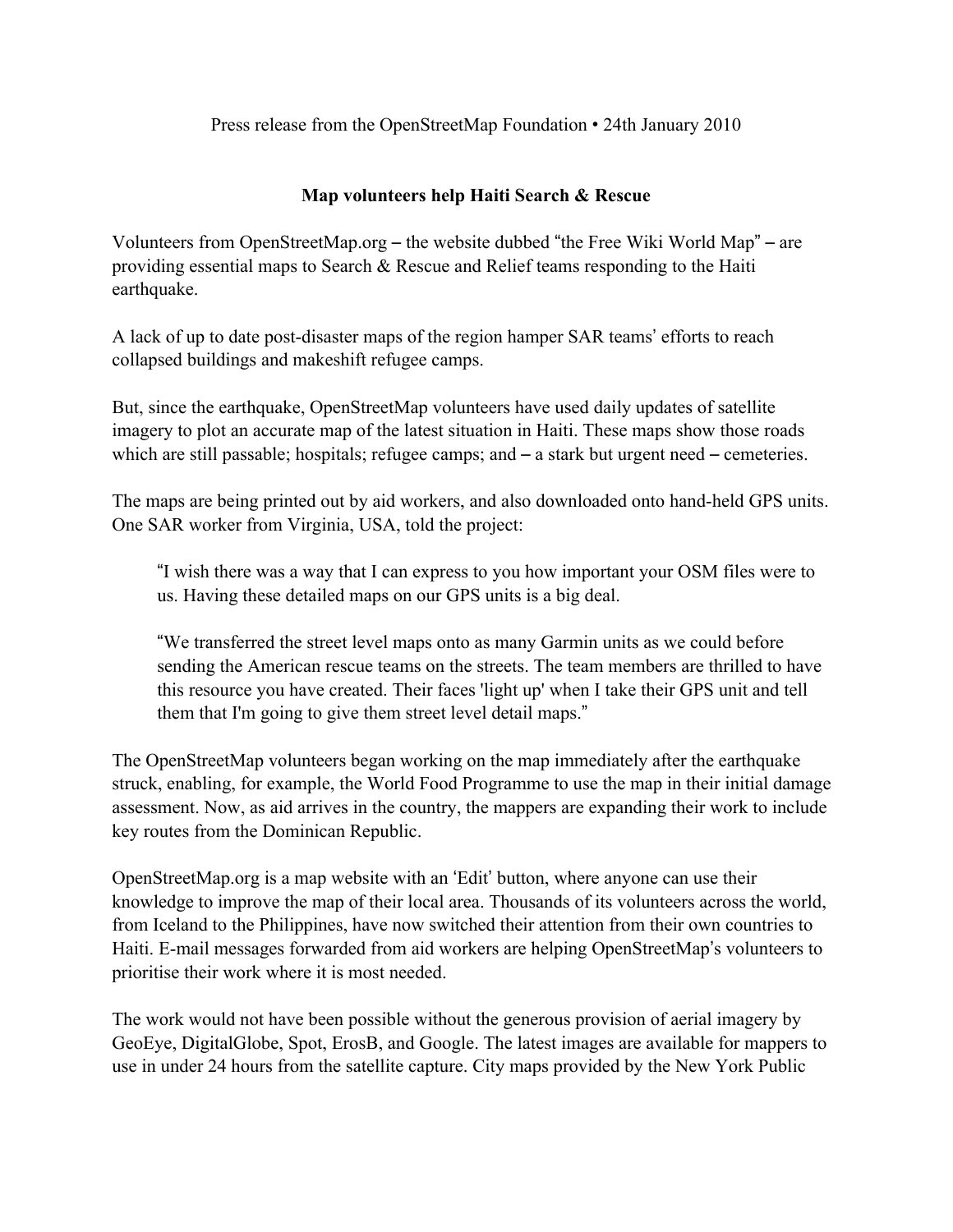Press release from the OpenStreetMap Foundation • 24th January 2010

## Map volunteers help Haiti Search & Rescue

Volunteers from OpenStreetMap.org – the website dubbed "the Free Wiki World Map" – are providing essential maps to Search & Rescue and Relief teams responding to the Haiti earthquake.

A lack of up to date post-disaster maps of the region hamper SAR teams' efforts to reach collapsed buildings and makeshift refugee camps.

But, since the earthquake, OpenStreetMap volunteers have used daily updates of satellite imagery to plot an accurate map of the latest situation in Haiti. These maps show those roads which are still passable; hospitals; refugee camps; and – a stark but urgent need – cemeteries.

The maps are being printed out by aid workers, and also downloaded onto hand-held GPS units. One SAR worker from Virginia, USA, told the project:

> "I wish there was a way that I can express to you how important your OSM files were to us. Having these detailed maps on our GPS units is a big deal.
>
> "We transferred the street level maps onto as many Garmin units as we could before sending the American rescue teams on the streets. The team members are thrilled to have this resource you have created. Their faces 'light up' when I take their GPS unit and tell them that I'm going to give them street level detail maps."

The OpenStreetMap volunteers began working on the map immediately after the earthquake struck, enabling, for example, the World Food Programme to use the map in their initial damage assessment. Now, as aid arrives in the country, the mappers are expanding their work to include key routes from the Dominican Republic.

OpenStreetMap.org is a map website with an 'Edit' button, where anyone can use their knowledge to improve the map of their local area. Thousands of its volunteers across the world, from Iceland to the Philippines, have now switched their attention from their own countries to Haiti. E-mail messages forwarded from aid workers are helping OpenStreetMap's volunteers to prioritise their work where it is most needed.

The work would not have been possible without the generous provision of aerial imagery by GeoEye, DigitalGlobe, Spot, ErosB, and Google. The latest images are available for mappers to use in under 24 hours from the satellite capture. City maps provided by the New York Public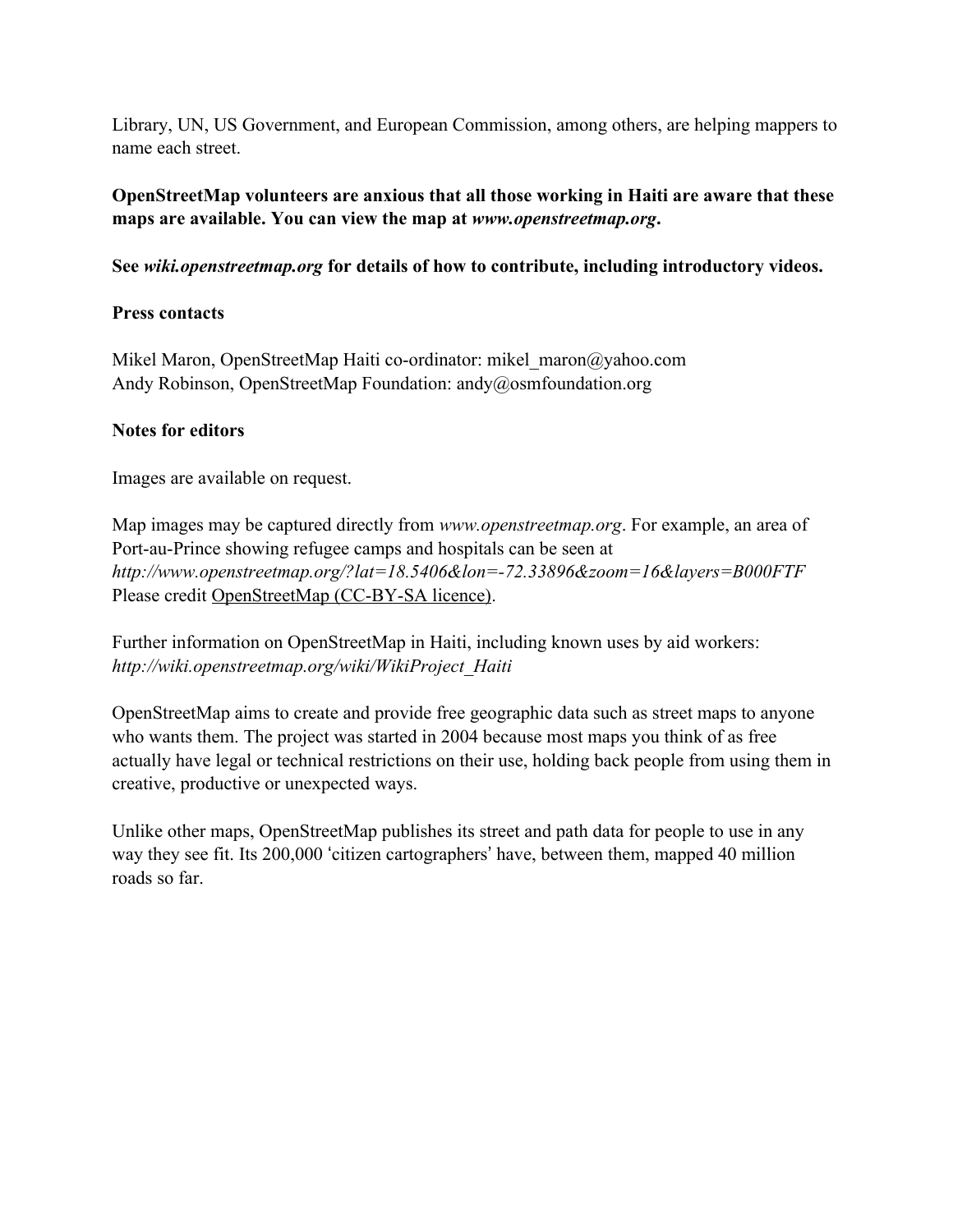Library, UN, US Government, and European Commission, among others, are helping mappers to name each street.

**OpenStreetMap volunteers are anxious that all those working in Haiti are aware that these maps are available. You can view the map at *www.openstreetmap.org*.**

**See *wiki.openstreetmap.org* for details of how to contribute, including introductory videos.**

**Press contacts**

Mikel Maron, OpenStreetMap Haiti co-ordinator: mikel_maron@yahoo.com
Andy Robinson, OpenStreetMap Foundation: andy@osmfoundation.org

**Notes for editors**

Images are available on request.

Map images may be captured directly from *www.openstreetmap.org*. For example, an area of Port-au-Prince showing refugee camps and hospitals can be seen at *http://www.openstreetmap.org/?lat=18.5406&lon=-72.33896&zoom=16&layers=B000FTF*
Please credit OpenStreetMap (CC-BY-SA licence).

Further information on OpenStreetMap in Haiti, including known uses by aid workers: *http://wiki.openstreetmap.org/wiki/WikiProject_Haiti*

OpenStreetMap aims to create and provide free geographic data such as street maps to anyone who wants them. The project was started in 2004 because most maps you think of as free actually have legal or technical restrictions on their use, holding back people from using them in creative, productive or unexpected ways.

Unlike other maps, OpenStreetMap publishes its street and path data for people to use in any way they see fit. Its 200,000 'citizen cartographers' have, between them, mapped 40 million roads so far.